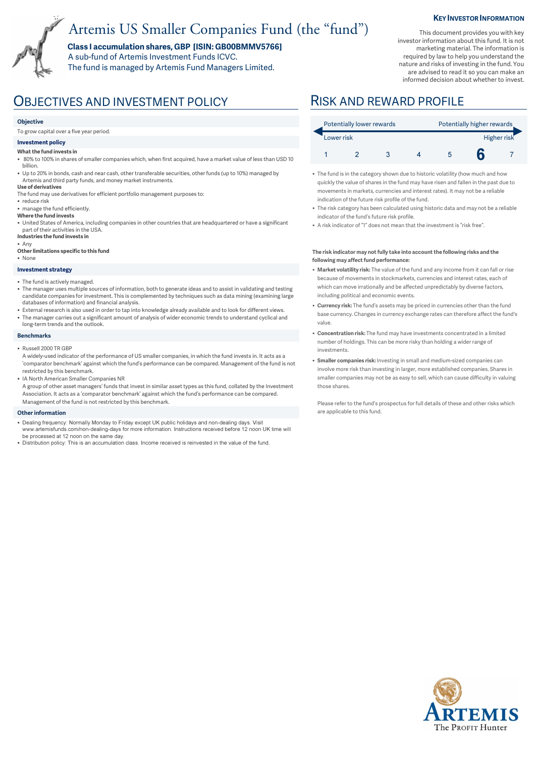**KEY INVESTOR INFORMATION**

# Artemis US Smaller Companies Fund (the "fund")

**Class I accumulation shares, GBP [ISIN: GB00BMMV5766]**
A sub-fund of Artemis Investment Funds ICVC.
The fund is managed by Artemis Fund Managers Limited.

This document provides you with key investor information about this fund. It is not marketing material. The information is required by law to help you understand the nature and risks of investing in the fund. You are advised to read it so you can make an informed decision about whether to invest.

## OBJECTIVES AND INVESTMENT POLICY

**Objective**

To grow capital over a five year period.

**Investment policy**

**What the fund invests in**

- 80% to 100% in shares of smaller companies which, when first acquired, have a market value of less than USD 10 billion.
- Up to 20% in bonds, cash and near cash, other transferable securities, other funds (up to 10%) managed by Artemis and third party funds, and money market instruments.

**Use of derivatives**

The fund may use derivatives for efficient portfolio management purposes to:

- reduce risk
- manage the fund efficiently.

**Where the fund invests**

- United States of America, including companies in other countries that are headquartered or have a significant part of their activities in the USA.

**Industries the fund invests in**

- Any

**Other limitations specific to this fund**

- None

**Investment strategy**

- The fund is actively managed.
- The manager uses multiple sources of information, both to generate ideas and to assist in validating and testing candidate companies for investment. This is complemented by techniques such as data mining (examining large databases of information) and financial analysis.
- External research is also used in order to tap into knowledge already available and to look for different views.
- The manager carries out a significant amount of analysis of wider economic trends to understand cyclical and long-term trends and the outlook.

**Benchmarks**

- Russell 2000 TR GBP
  A widely-used indicator of the performance of US smaller companies, in which the fund invests in. It acts as a 'comparator benchmark' against which the fund's performance can be compared. Management of the fund is not restricted by this benchmark.
- IA North American Smaller Companies NR
  A group of other asset managers' funds that invest in similar asset types as this fund, collated by the Investment Association. It acts as a 'comparator benchmark' against which the fund's performance can be compared. Management of the fund is not restricted by this benchmark.

**Other information**

- Dealing frequency: Normally Monday to Friday except UK public holidays and non-dealing days. Visit www.artemisfunds.com/non-dealing-days for more information. Instructions received before 12 noon UK time will be processed at 12 noon on the same day.
- Distribution policy: This is an accumulation class. Income received is reinvested in the value of the fund.

## RISK AND REWARD PROFILE

| Potentially lower rewards | | | | | | Potentially higher rewards |
|---|---|---|---|---|---|---|
| Lower risk | | | | | | Higher risk |
| 1 | 2 | 3 | 4 | 5 | **6** | 7 |

- The fund is in the category shown due to historic volatility (how much and how quickly the value of shares in the fund may have risen and fallen in the past due to movements in markets, currencies and interest rates). It may not be a reliable indication of the future risk profile of the fund.
- The risk category has been calculated using historic data and may not be a reliable indicator of the fund's future risk profile.
- A risk indicator of "1" does not mean that the investment is "risk free".

**The risk indicator may not fully take into account the following risks and the following may affect fund performance:**

- **Market volatility risk:** The value of the fund and any income from it can fall or rise because of movements in stockmarkets, currencies and interest rates, each of which can move irrationally and be affected unpredictably by diverse factors, including political and economic events.
- **Currency risk:** The fund's assets may be priced in currencies other than the fund base currency. Changes in currency exchange rates can therefore affect the fund's value.
- **Concentration risk:** The fund may have investments concentrated in a limited number of holdings. This can be more risky than holding a wider range of investments.
- **Smaller companies risk:** Investing in small and medium-sized companies can involve more risk than investing in larger, more established companies. Shares in smaller companies may not be as easy to sell, which can cause difficulty in valuing those shares.

Please refer to the fund's prospectus for full details of these and other risks which are applicable to this fund.

ARTEMIS
The PROFIT Hunter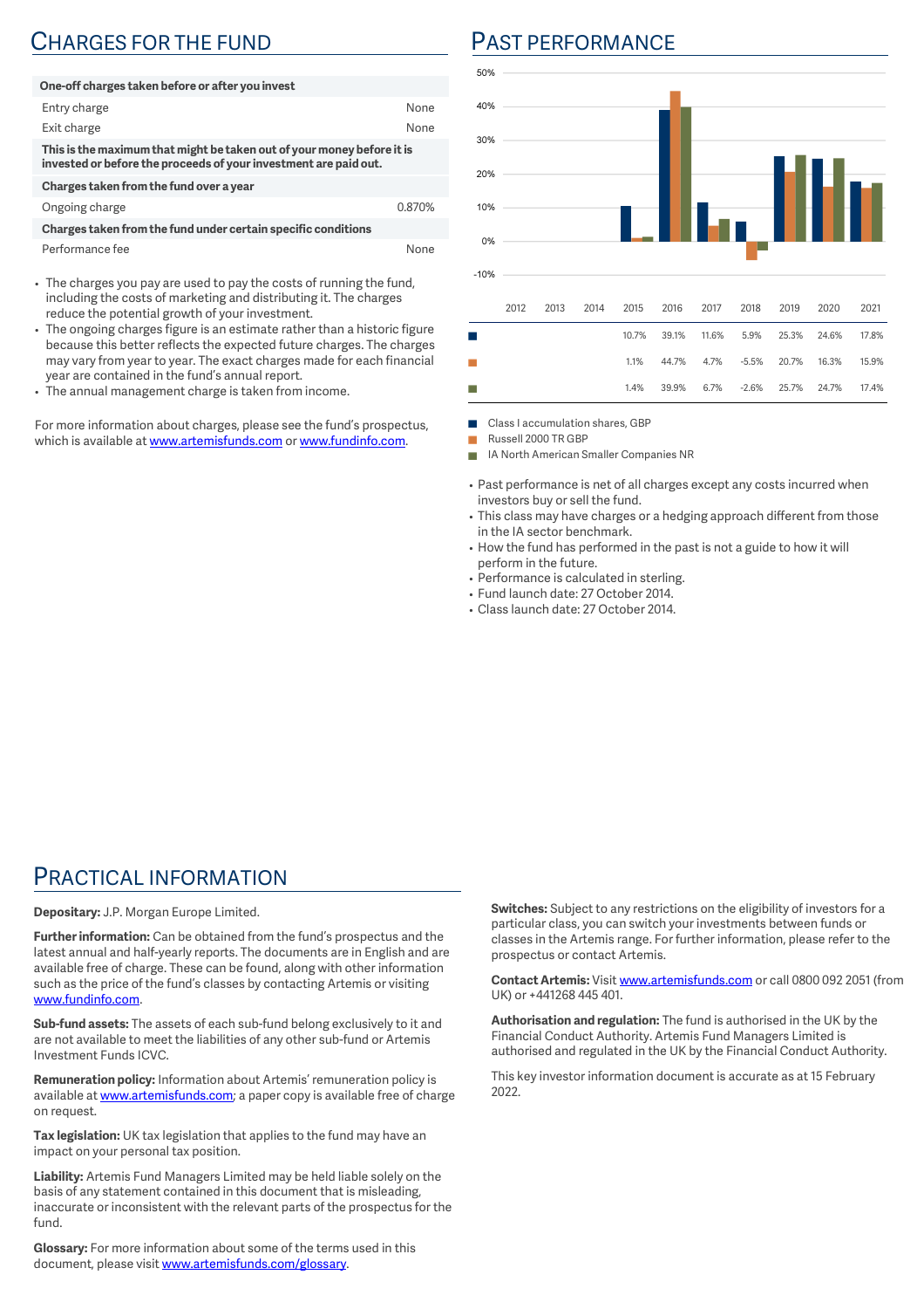## CHARGES FOR THE FUND

| One-off charges taken before or after you invest | |
|---|---|
| Entry charge | None |
| Exit charge | None |
| **This is the maximum that might be taken out of your money before it is invested or before the proceeds of your investment are paid out.** | |
| **Charges taken from the fund over a year** | |
| Ongoing charge | 0.870% |
| **Charges taken from the fund under certain specific conditions** | |
| Performance fee | None |

- The charges you pay are used to pay the costs of running the fund, including the costs of marketing and distributing it. The charges reduce the potential growth of your investment.
- The ongoing charges figure is an estimate rather than a historic figure because this better reflects the expected future charges. The charges may vary from year to year. The exact charges made for each financial year are contained in the fund's annual report.
- The annual management charge is taken from income.

For more information about charges, please see the fund's prospectus, which is available at www.artemisfunds.com or www.fundinfo.com.

## PAST PERFORMANCE

50%
40%
30%
20%
10%
0%
-10%

| | 2012 | 2013 | 2014 | 2015 | 2016 | 2017 | 2018 | 2019 | 2020 | 2021 |
|---|---|---|---|---|---|---|---|---|---|---|
| ■ | | | | 10.7% | 39.1% | 11.6% | 5.9% | 25.3% | 24.6% | 17.8% |
| ■ | | | | 1.1% | 44.7% | 4.7% | -5.5% | 20.7% | 16.3% | 15.9% |
| ■ | | | | 1.4% | 39.9% | 6.7% | -2.6% | 25.7% | 24.7% | 17.4% |

■ Class I accumulation shares, GBP
■ Russell 2000 TR GBP
■ IA North American Smaller Companies NR

- Past performance is net of all charges except any costs incurred when investors buy or sell the fund.
- This class may have charges or a hedging approach different from those in the IA sector benchmark.
- How the fund has performed in the past is not a guide to how it will perform in the future.
- Performance is calculated in sterling.
- Fund launch date: 27 October 2014.
- Class launch date: 27 October 2014.

## PRACTICAL INFORMATION

**Depositary:** J.P. Morgan Europe Limited.

**Further information:** Can be obtained from the fund's prospectus and the latest annual and half-yearly reports. The documents are in English and are available free of charge. These can be found, along with other information such as the price of the fund's classes by contacting Artemis or visiting www.fundinfo.com.

**Sub-fund assets:** The assets of each sub-fund belong exclusively to it and are not available to meet the liabilities of any other sub-fund or Artemis Investment Funds ICVC.

**Remuneration policy:** Information about Artemis' remuneration policy is available at www.artemisfunds.com; a paper copy is available free of charge on request.

**Tax legislation:** UK tax legislation that applies to the fund may have an impact on your personal tax position.

**Liability:** Artemis Fund Managers Limited may be held liable solely on the basis of any statement contained in this document that is misleading, inaccurate or inconsistent with the relevant parts of the prospectus for the fund.

**Glossary:** For more information about some of the terms used in this document, please visit www.artemisfunds.com/glossary.

**Switches:** Subject to any restrictions on the eligibility of investors for a particular class, you can switch your investments between funds or classes in the Artemis range. For further information, please refer to the prospectus or contact Artemis.

**Contact Artemis:** Visit www.artemisfunds.com or call 0800 092 2051 (from UK) or +441268 445 401.

**Authorisation and regulation:** The fund is authorised in the UK by the Financial Conduct Authority. Artemis Fund Managers Limited is authorised and regulated in the UK by the Financial Conduct Authority.

This key investor information document is accurate as at 15 February 2022.